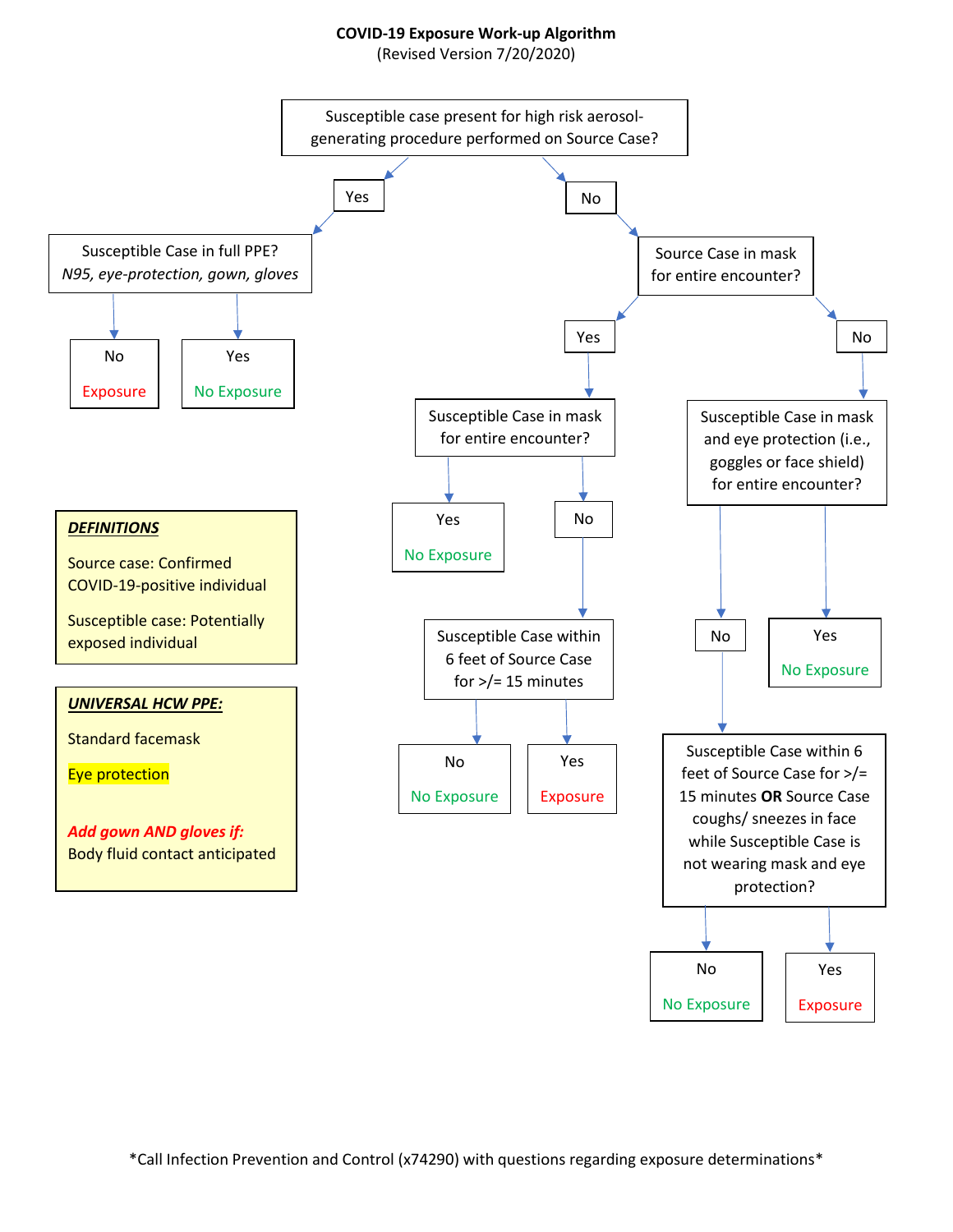# COVID-19 Exposure Work-up Algorithm

(Revised Version 7/20/2020)

**Susceptible case present for high risk aerosol-generating procedure performed on Source Case?**

- **Yes** → Susceptible Case in full PPE? *N95, eye-protection, gown, gloves*
  - **No** → Exposure
  - **Yes** → No Exposure
- **No** → Source Case in mask for entire encounter?
  - **Yes** → Susceptible Case in mask for entire encounter?
    - **Yes** → No Exposure
    - **No** → Susceptible Case within 6 feet of Source Case for >/= 15 minutes
      - **No** → No Exposure
      - **Yes** → Exposure
  - **No** → Susceptible Case in mask and eye protection (i.e., goggles or face shield) for entire encounter?
    - **Yes** → No Exposure
    - **No** → Susceptible Case within 6 feet of Source Case for >/= 15 minutes **OR** Source Case coughs/ sneezes in face while Susceptible Case is not wearing mask and eye protection?
      - **No** → No Exposure
      - **Yes** → Exposure

***DEFINITIONS***

Source case: Confirmed COVID-19-positive individual

Susceptible case: Potentially exposed individual

***UNIVERSAL HCW PPE:***

Standard facemask

Eye protection

***Add gown AND gloves if:***
Body fluid contact anticipated

*Call Infection Prevention and Control (x74290) with questions regarding exposure determinations*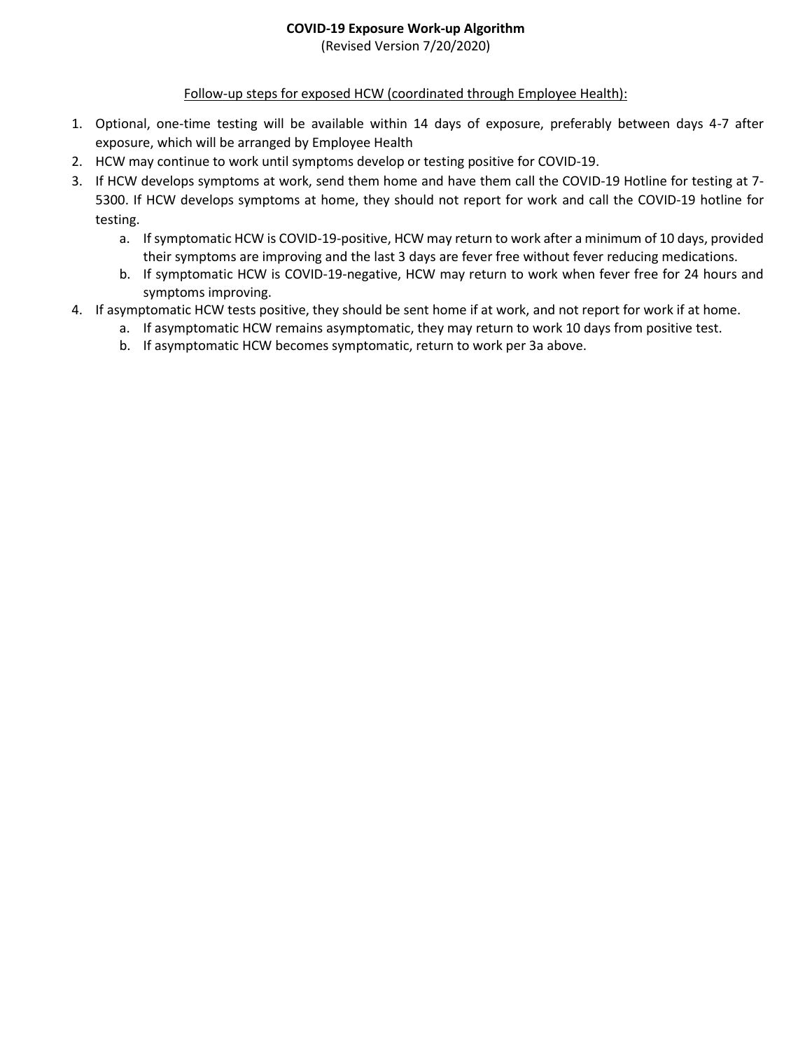**COVID-19 Exposure Work-up Algorithm**
(Revised Version 7/20/2020)

Follow-up steps for exposed HCW (coordinated through Employee Health):

1. Optional, one-time testing will be available within 14 days of exposure, preferably between days 4-7 after exposure, which will be arranged by Employee Health
2. HCW may continue to work until symptoms develop or testing positive for COVID-19.
3. If HCW develops symptoms at work, send them home and have them call the COVID-19 Hotline for testing at 7-5300. If HCW develops symptoms at home, they should not report for work and call the COVID-19 hotline for testing.
    a. If symptomatic HCW is COVID-19-positive, HCW may return to work after a minimum of 10 days, provided their symptoms are improving and the last 3 days are fever free without fever reducing medications.
    b. If symptomatic HCW is COVID-19-negative, HCW may return to work when fever free for 24 hours and symptoms improving.
4. If asymptomatic HCW tests positive, they should be sent home if at work, and not report for work if at home.
    a. If asymptomatic HCW remains asymptomatic, they may return to work 10 days from positive test.
    b. If asymptomatic HCW becomes symptomatic, return to work per 3a above.